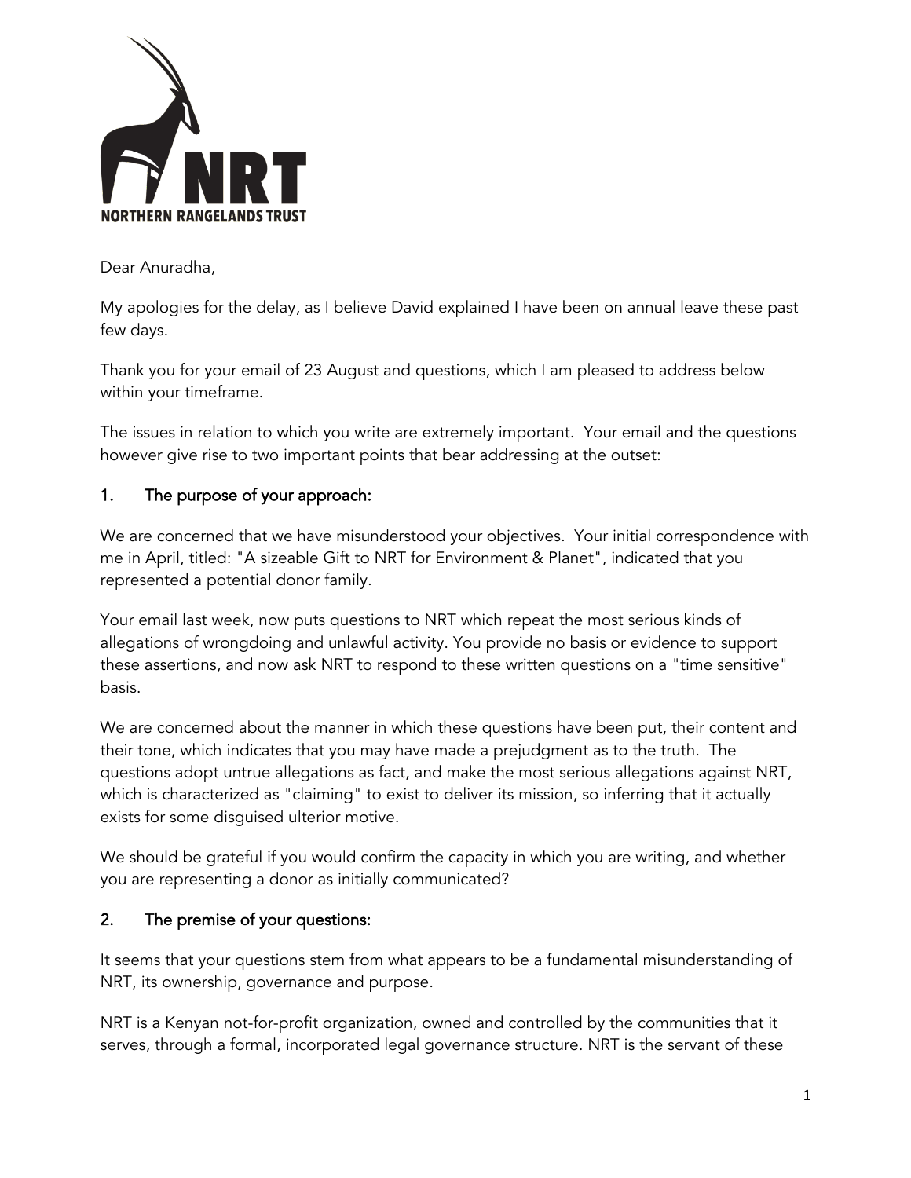NORTHERN RANGELANDS TRUST

Dear Anuradha,

My apologies for the delay, as I believe David explained I have been on annual leave these past few days.

Thank you for your email of 23 August and questions, which I am pleased to address below within your timeframe.

The issues in relation to which you write are extremely important. Your email and the questions however give rise to two important points that bear addressing at the outset:

## 1. The purpose of your approach:

We are concerned that we have misunderstood your objectives. Your initial correspondence with me in April, titled: "A sizeable Gift to NRT for Environment & Planet", indicated that you represented a potential donor family.

Your email last week, now puts questions to NRT which repeat the most serious kinds of allegations of wrongdoing and unlawful activity. You provide no basis or evidence to support these assertions, and now ask NRT to respond to these written questions on a "time sensitive" basis.

We are concerned about the manner in which these questions have been put, their content and their tone, which indicates that you may have made a prejudgment as to the truth. The questions adopt untrue allegations as fact, and make the most serious allegations against NRT, which is characterized as "claiming" to exist to deliver its mission, so inferring that it actually exists for some disguised ulterior motive.

We should be grateful if you would confirm the capacity in which you are writing, and whether you are representing a donor as initially communicated?

## 2. The premise of your questions:

It seems that your questions stem from what appears to be a fundamental misunderstanding of NRT, its ownership, governance and purpose.

NRT is a Kenyan not-for-profit organization, owned and controlled by the communities that it serves, through a formal, incorporated legal governance structure. NRT is the servant of these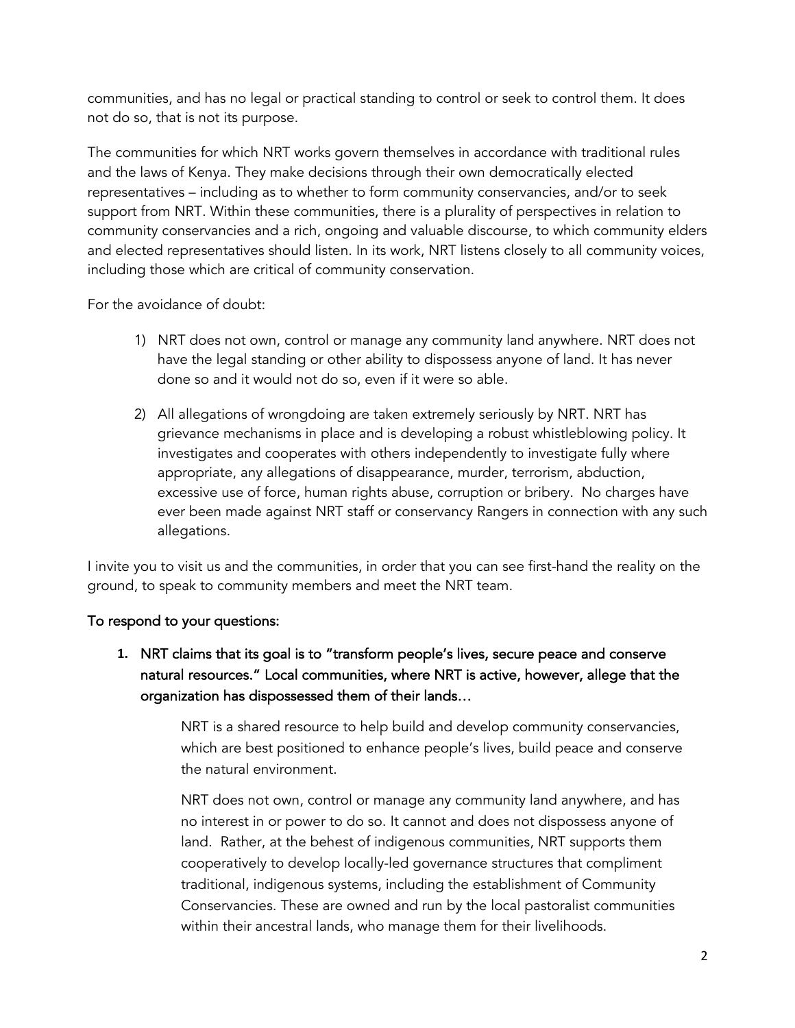communities, and has no legal or practical standing to control or seek to control them. It does not do so, that is not its purpose.

The communities for which NRT works govern themselves in accordance with traditional rules and the laws of Kenya. They make decisions through their own democratically elected representatives – including as to whether to form community conservancies, and/or to seek support from NRT. Within these communities, there is a plurality of perspectives in relation to community conservancies and a rich, ongoing and valuable discourse, to which community elders and elected representatives should listen. In its work, NRT listens closely to all community voices, including those which are critical of community conservation.

For the avoidance of doubt:

1) NRT does not own, control or manage any community land anywhere. NRT does not have the legal standing or other ability to dispossess anyone of land. It has never done so and it would not do so, even if it were so able.

2) All allegations of wrongdoing are taken extremely seriously by NRT. NRT has grievance mechanisms in place and is developing a robust whistleblowing policy. It investigates and cooperates with others independently to investigate fully where appropriate, any allegations of disappearance, murder, terrorism, abduction, excessive use of force, human rights abuse, corruption or bribery. No charges have ever been made against NRT staff or conservancy Rangers in connection with any such allegations.

I invite you to visit us and the communities, in order that you can see first-hand the reality on the ground, to speak to community members and meet the NRT team.

**To respond to your questions:**

1. **NRT claims that its goal is to "transform people's lives, secure peace and conserve natural resources." Local communities, where NRT is active, however, allege that the organization has dispossessed them of their lands…**

   NRT is a shared resource to help build and develop community conservancies, which are best positioned to enhance people's lives, build peace and conserve the natural environment.

   NRT does not own, control or manage any community land anywhere, and has no interest in or power to do so. It cannot and does not dispossess anyone of land. Rather, at the behest of indigenous communities, NRT supports them cooperatively to develop locally-led governance structures that compliment traditional, indigenous systems, including the establishment of Community Conservancies. These are owned and run by the local pastoralist communities within their ancestral lands, who manage them for their livelihoods.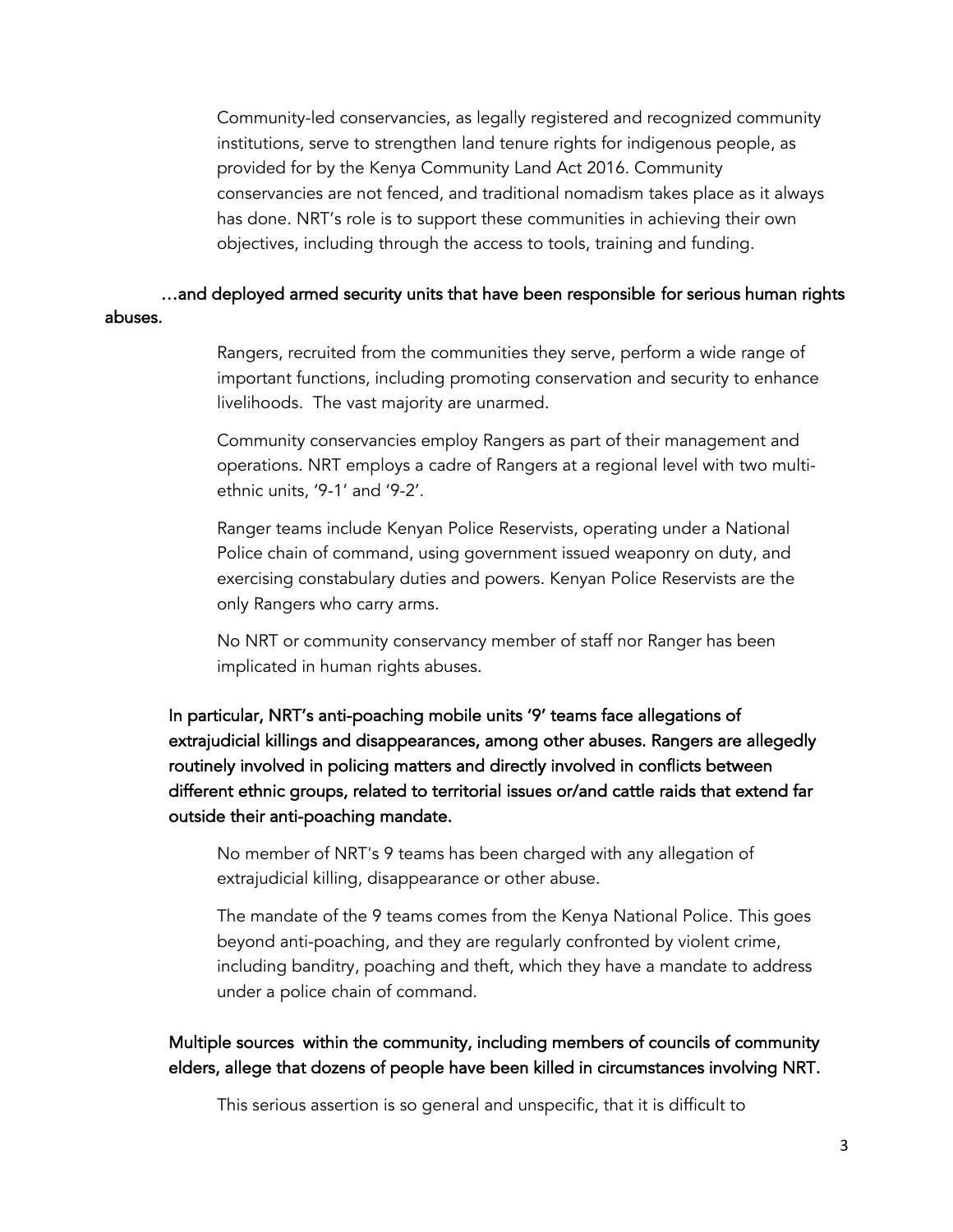Community-led conservancies, as legally registered and recognized community institutions, serve to strengthen land tenure rights for indigenous people, as provided for by the Kenya Community Land Act 2016. Community conservancies are not fenced, and traditional nomadism takes place as it always has done. NRT's role is to support these communities in achieving their own objectives, including through the access to tools, training and funding.

**…and deployed armed security units that have been responsible for serious human rights abuses.**

Rangers, recruited from the communities they serve, perform a wide range of important functions, including promoting conservation and security to enhance livelihoods. The vast majority are unarmed.

Community conservancies employ Rangers as part of their management and operations. NRT employs a cadre of Rangers at a regional level with two multi-ethnic units, '9-1' and '9-2'.

Ranger teams include Kenyan Police Reservists, operating under a National Police chain of command, using government issued weaponry on duty, and exercising constabulary duties and powers. Kenyan Police Reservists are the only Rangers who carry arms.

No NRT or community conservancy member of staff nor Ranger has been implicated in human rights abuses.

**In particular, NRT's anti-poaching mobile units '9' teams face allegations of extrajudicial killings and disappearances, among other abuses. Rangers are allegedly routinely involved in policing matters and directly involved in conflicts between different ethnic groups, related to territorial issues or/and cattle raids that extend far outside their anti-poaching mandate.**

No member of NRT's 9 teams has been charged with any allegation of extrajudicial killing, disappearance or other abuse.

The mandate of the 9 teams comes from the Kenya National Police. This goes beyond anti-poaching, and they are regularly confronted by violent crime, including banditry, poaching and theft, which they have a mandate to address under a police chain of command.

**Multiple sources within the community, including members of councils of community elders, allege that dozens of people have been killed in circumstances involving NRT.**

This serious assertion is so general and unspecific, that it is difficult to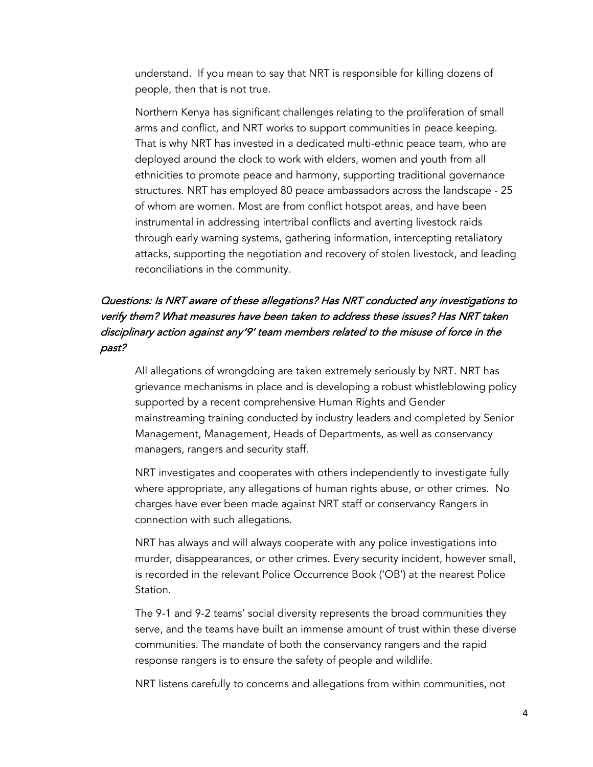understand. If you mean to say that NRT is responsible for killing dozens of people, then that is not true.

Northern Kenya has significant challenges relating to the proliferation of small arms and conflict, and NRT works to support communities in peace keeping. That is why NRT has invested in a dedicated multi-ethnic peace team, who are deployed around the clock to work with elders, women and youth from all ethnicities to promote peace and harmony, supporting traditional governance structures. NRT has employed 80 peace ambassadors across the landscape - 25 of whom are women. Most are from conflict hotspot areas, and have been instrumental in addressing intertribal conflicts and averting livestock raids through early warning systems, gathering information, intercepting retaliatory attacks, supporting the negotiation and recovery of stolen livestock, and leading reconciliations in the community.

*Questions: Is NRT aware of these allegations? Has NRT conducted any investigations to verify them? What measures have been taken to address these issues? Has NRT taken disciplinary action against any '9' team members related to the misuse of force in the past?*

All allegations of wrongdoing are taken extremely seriously by NRT. NRT has grievance mechanisms in place and is developing a robust whistleblowing policy supported by a recent comprehensive Human Rights and Gender mainstreaming training conducted by industry leaders and completed by Senior Management, Management, Heads of Departments, as well as conservancy managers, rangers and security staff.

NRT investigates and cooperates with others independently to investigate fully where appropriate, any allegations of human rights abuse, or other crimes. No charges have ever been made against NRT staff or conservancy Rangers in connection with such allegations.

NRT has always and will always cooperate with any police investigations into murder, disappearances, or other crimes. Every security incident, however small, is recorded in the relevant Police Occurrence Book ('OB') at the nearest Police Station.

The 9-1 and 9-2 teams' social diversity represents the broad communities they serve, and the teams have built an immense amount of trust within these diverse communities. The mandate of both the conservancy rangers and the rapid response rangers is to ensure the safety of people and wildlife.

NRT listens carefully to concerns and allegations from within communities, not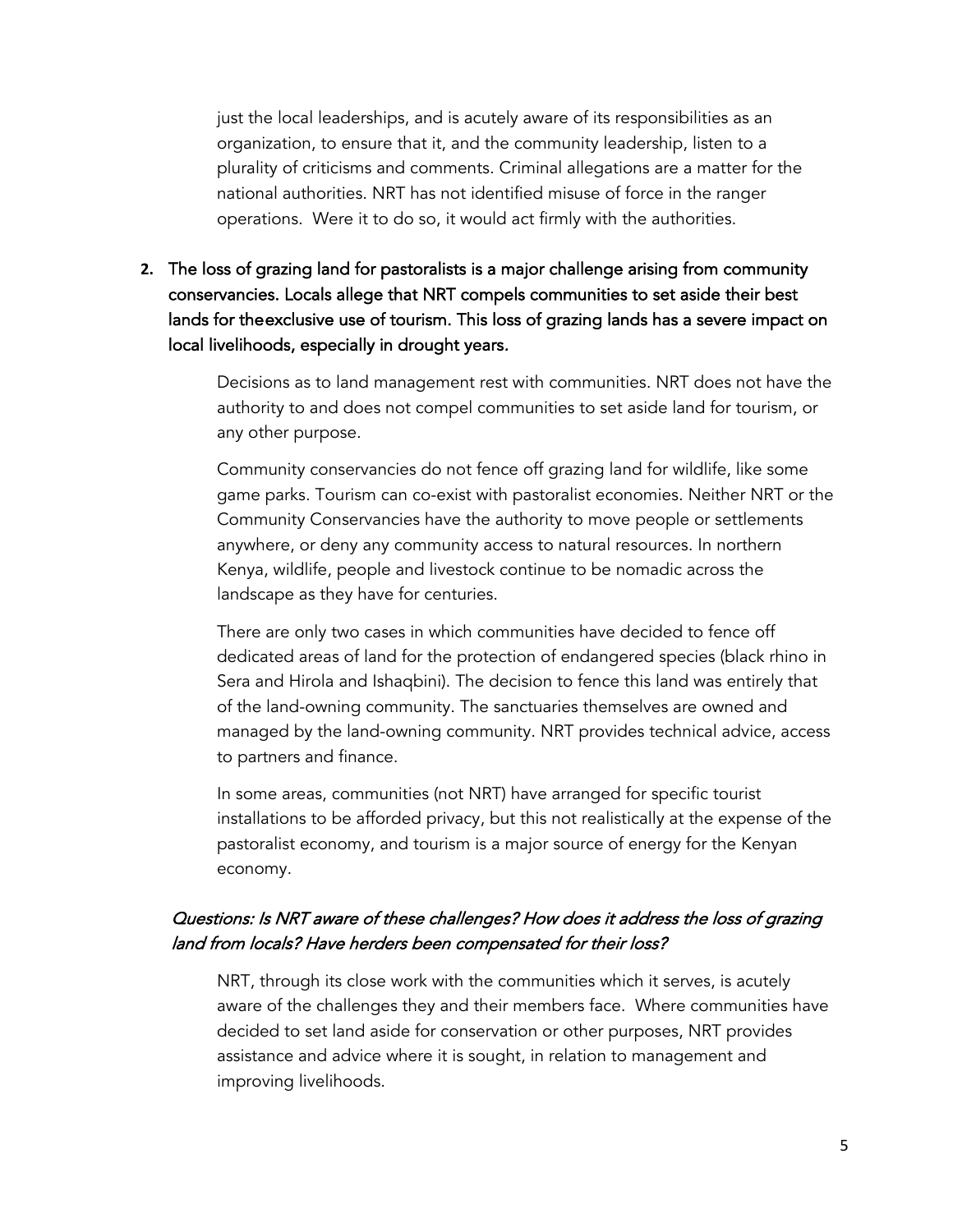just the local leaderships, and is acutely aware of its responsibilities as an organization, to ensure that it, and the community leadership, listen to a plurality of criticisms and comments. Criminal allegations are a matter for the national authorities. NRT has not identified misuse of force in the ranger operations. Were it to do so, it would act firmly with the authorities.

2. **The loss of grazing land for pastoralists is a major challenge arising from community conservancies. Locals allege that NRT compels communities to set aside their best lands for theexclusive use of tourism. This loss of grazing lands has a severe impact on local livelihoods, especially in drought years.**

   Decisions as to land management rest with communities. NRT does not have the authority to and does not compel communities to set aside land for tourism, or any other purpose.

   Community conservancies do not fence off grazing land for wildlife, like some game parks. Tourism can co-exist with pastoralist economies. Neither NRT or the Community Conservancies have the authority to move people or settlements anywhere, or deny any community access to natural resources. In northern Kenya, wildlife, people and livestock continue to be nomadic across the landscape as they have for centuries.

   There are only two cases in which communities have decided to fence off dedicated areas of land for the protection of endangered species (black rhino in Sera and Hirola and Ishaqbini). The decision to fence this land was entirely that of the land-owning community. The sanctuaries themselves are owned and managed by the land-owning community. NRT provides technical advice, access to partners and finance.

   In some areas, communities (not NRT) have arranged for specific tourist installations to be afforded privacy, but this not realistically at the expense of the pastoralist economy, and tourism is a major source of energy for the Kenyan economy.

*Questions: Is NRT aware of these challenges? How does it address the loss of grazing land from locals? Have herders been compensated for their loss?*

NRT, through its close work with the communities which it serves, is acutely aware of the challenges they and their members face. Where communities have decided to set land aside for conservation or other purposes, NRT provides assistance and advice where it is sought, in relation to management and improving livelihoods.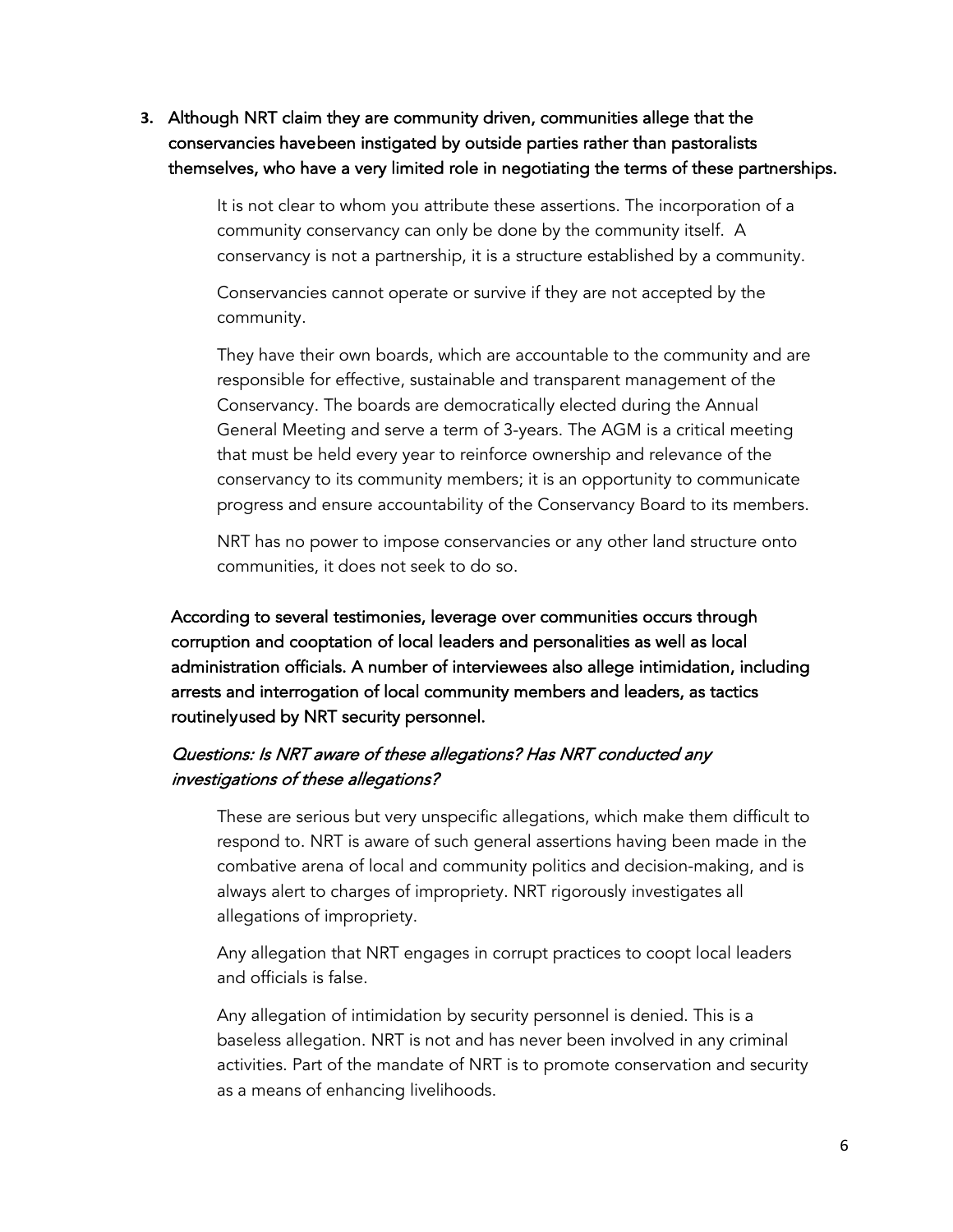3. **Although NRT claim they are community driven, communities allege that the conservancies havebeen instigated by outside parties rather than pastoralists themselves, who have a very limited role in negotiating the terms of these partnerships.**

    It is not clear to whom you attribute these assertions. The incorporation of a community conservancy can only be done by the community itself. A conservancy is not a partnership, it is a structure established by a community.

    Conservancies cannot operate or survive if they are not accepted by the community.

    They have their own boards, which are accountable to the community and are responsible for effective, sustainable and transparent management of the Conservancy. The boards are democratically elected during the Annual General Meeting and serve a term of 3-years. The AGM is a critical meeting that must be held every year to reinforce ownership and relevance of the conservancy to its community members; it is an opportunity to communicate progress and ensure accountability of the Conservancy Board to its members.

    NRT has no power to impose conservancies or any other land structure onto communities, it does not seek to do so.

**According to several testimonies, leverage over communities occurs through corruption and cooptation of local leaders and personalities as well as local administration officials. A number of interviewees also allege intimidation, including arrests and interrogation of local community members and leaders, as tactics routinelyused by NRT security personnel.**

***Questions: Is NRT aware of these allegations? Has NRT conducted any investigations of these allegations?***

These are serious but very unspecific allegations, which make them difficult to respond to. NRT is aware of such general assertions having been made in the combative arena of local and community politics and decision-making, and is always alert to charges of impropriety. NRT rigorously investigates all allegations of impropriety.

Any allegation that NRT engages in corrupt practices to coopt local leaders and officials is false.

Any allegation of intimidation by security personnel is denied. This is a baseless allegation. NRT is not and has never been involved in any criminal activities. Part of the mandate of NRT is to promote conservation and security as a means of enhancing livelihoods.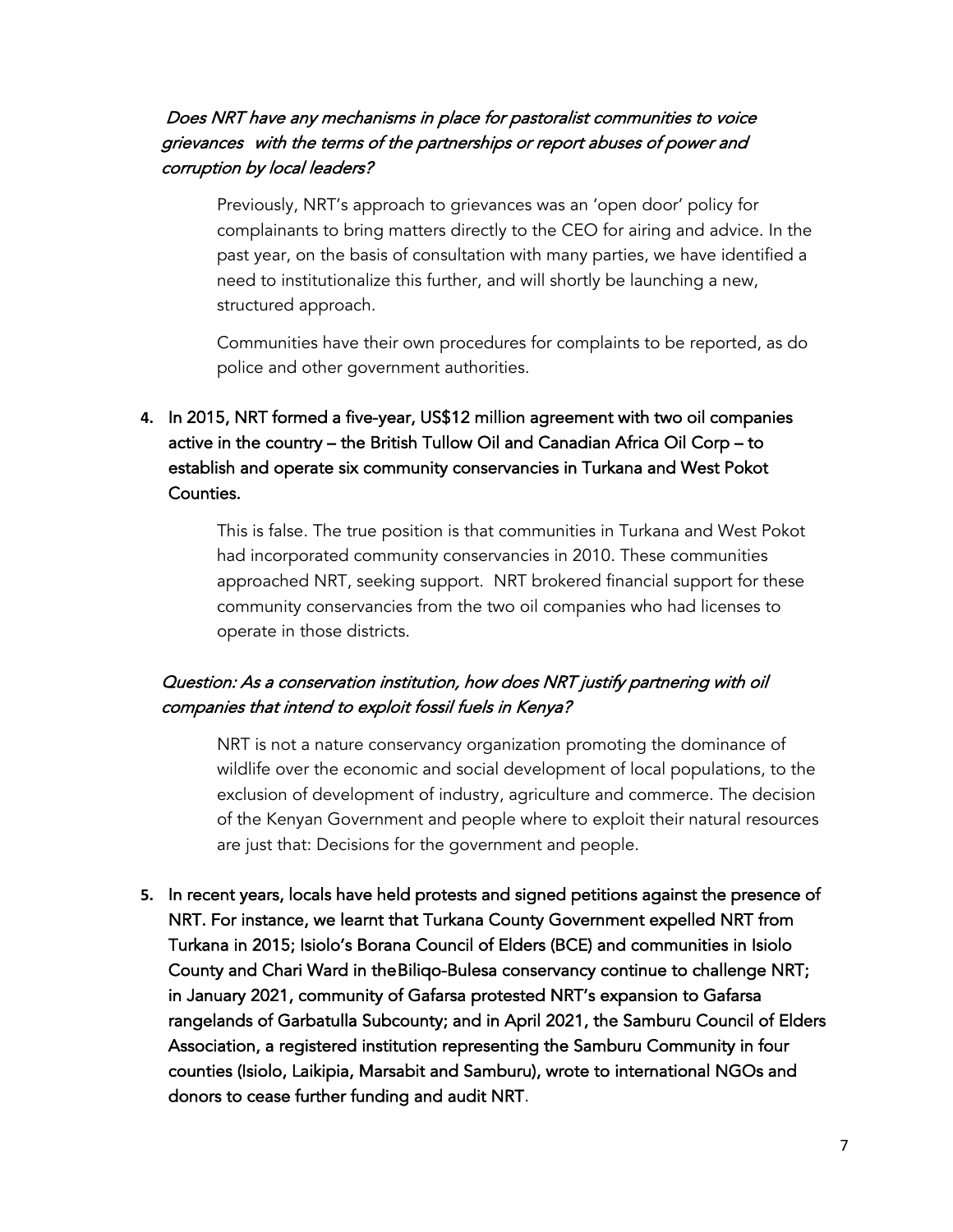*Does NRT have any mechanisms in place for pastoralist communities to voice grievances with the terms of the partnerships or report abuses of power and corruption by local leaders?*

Previously, NRT's approach to grievances was an 'open door' policy for complainants to bring matters directly to the CEO for airing and advice. In the past year, on the basis of consultation with many parties, we have identified a need to institutionalize this further, and will shortly be launching a new, structured approach.

Communities have their own procedures for complaints to be reported, as do police and other government authorities.

4. **In 2015, NRT formed a five-year, US$12 million agreement with two oil companies active in the country – the British Tullow Oil and Canadian Africa Oil Corp – to establish and operate six community conservancies in Turkana and West Pokot Counties.**

This is false. The true position is that communities in Turkana and West Pokot had incorporated community conservancies in 2010. These communities approached NRT, seeking support. NRT brokered financial support for these community conservancies from the two oil companies who had licenses to operate in those districts.

*Question: As a conservation institution, how does NRT justify partnering with oil companies that intend to exploit fossil fuels in Kenya?*

NRT is not a nature conservancy organization promoting the dominance of wildlife over the economic and social development of local populations, to the exclusion of development of industry, agriculture and commerce. The decision of the Kenyan Government and people where to exploit their natural resources are just that: Decisions for the government and people.

5. **In recent years, locals have held protests and signed petitions against the presence of NRT. For instance, we learnt that Turkana County Government expelled NRT from Turkana in 2015; Isiolo's Borana Council of Elders (BCE) and communities in Isiolo County and Chari Ward in theBiliqo-Bulesa conservancy continue to challenge NRT; in January 2021, community of Gafarsa protested NRT's expansion to Gafarsa rangelands of Garbatulla Subcounty; and in April 2021, the Samburu Council of Elders Association, a registered institution representing the Samburu Community in four counties (Isiolo, Laikipia, Marsabit and Samburu), wrote to international NGOs and donors to cease further funding and audit NRT.**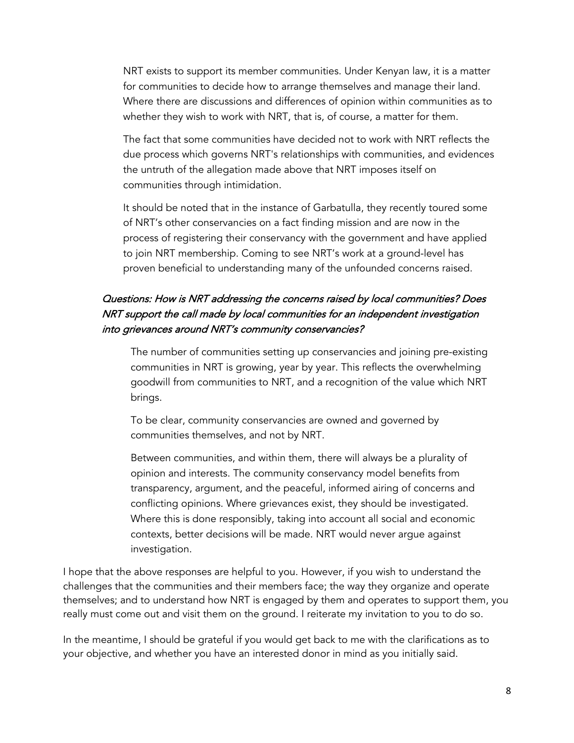NRT exists to support its member communities. Under Kenyan law, it is a matter for communities to decide how to arrange themselves and manage their land. Where there are discussions and differences of opinion within communities as to whether they wish to work with NRT, that is, of course, a matter for them.

The fact that some communities have decided not to work with NRT reflects the due process which governs NRT's relationships with communities, and evidences the untruth of the allegation made above that NRT imposes itself on communities through intimidation.

It should be noted that in the instance of Garbatulla, they recently toured some of NRT's other conservancies on a fact finding mission and are now in the process of registering their conservancy with the government and have applied to join NRT membership. Coming to see NRT's work at a ground-level has proven beneficial to understanding many of the unfounded concerns raised.

*Questions: How is NRT addressing the concerns raised by local communities? Does NRT support the call made by local communities for an independent investigation into grievances around NRT's community conservancies?*

The number of communities setting up conservancies and joining pre-existing communities in NRT is growing, year by year. This reflects the overwhelming goodwill from communities to NRT, and a recognition of the value which NRT brings.

To be clear, community conservancies are owned and governed by communities themselves, and not by NRT.

Between communities, and within them, there will always be a plurality of opinion and interests. The community conservancy model benefits from transparency, argument, and the peaceful, informed airing of concerns and conflicting opinions. Where grievances exist, they should be investigated. Where this is done responsibly, taking into account all social and economic contexts, better decisions will be made. NRT would never argue against investigation.

I hope that the above responses are helpful to you. However, if you wish to understand the challenges that the communities and their members face; the way they organize and operate themselves; and to understand how NRT is engaged by them and operates to support them, you really must come out and visit them on the ground. I reiterate my invitation to you to do so.

In the meantime, I should be grateful if you would get back to me with the clarifications as to your objective, and whether you have an interested donor in mind as you initially said.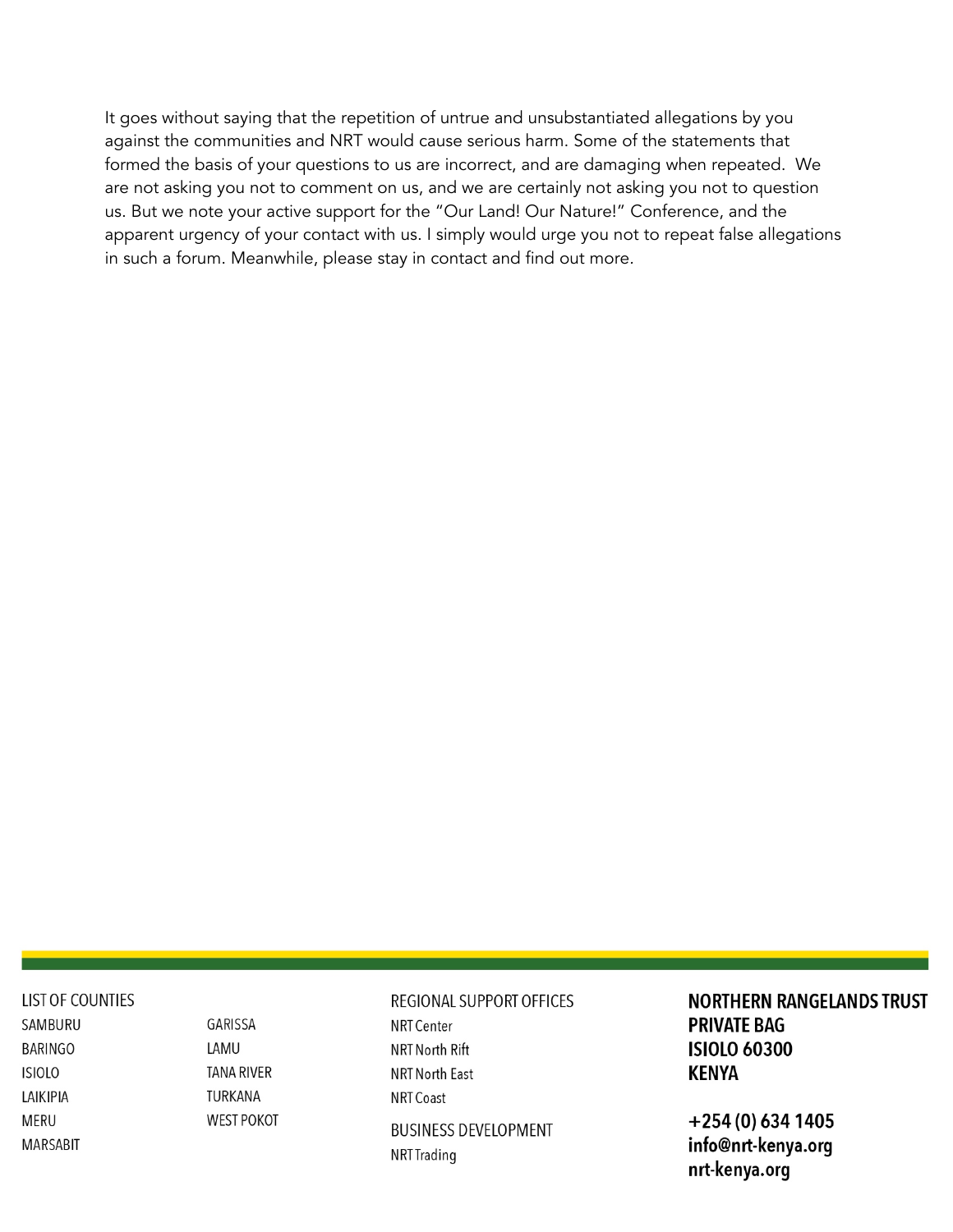It goes without saying that the repetition of untrue and unsubstantiated allegations by you against the communities and NRT would cause serious harm. Some of the statements that formed the basis of your questions to us are incorrect, and are damaging when repeated. We are not asking you not to comment on us, and we are certainly not asking you not to question us. But we note your active support for the "Our Land! Our Nature!" Conference, and the apparent urgency of your contact with us. I simply would urge you not to repeat false allegations in such a forum. Meanwhile, please stay in contact and find out more.